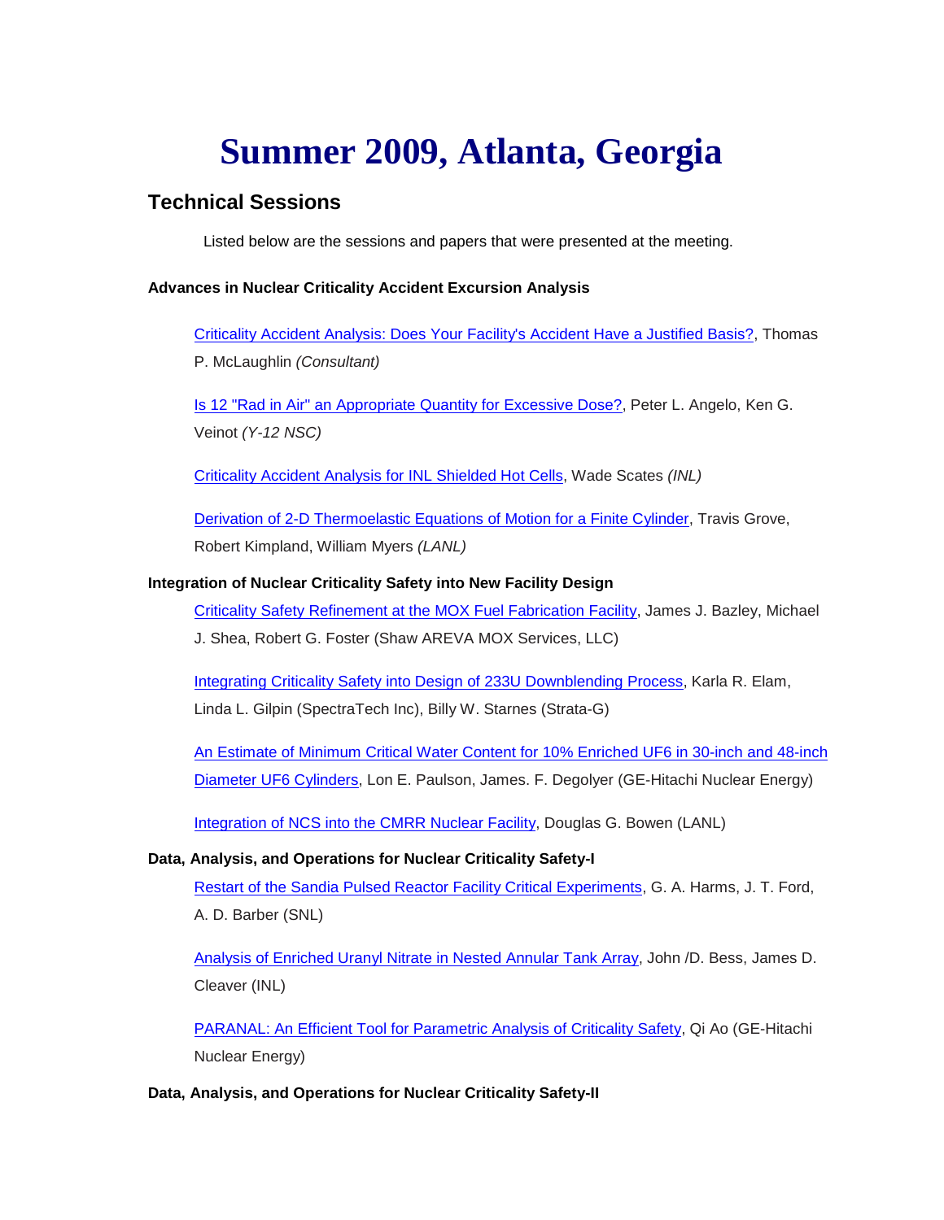# Summer 2009, Atlanta, Georgia

## Technical Sessions

Listed below are the sessions and papers that were presented at the meeting.

### Advances in Nuclear Criticality Accident Excursion Analysis

Criticality Accident Analysis: Does Your Facility's Accident Have a Justified Basis?, Thomas P. McLaughlin *(Consultant)*

Is 12 "Rad in Air" an Appropriate Quantity for Excessive Dose?, Peter L. Angelo, Ken G. Veinot *(Y-12 NSC)*

Criticality Accident Analysis for INL Shielded Hot Cells, Wade Scates *(INL)*

Derivation of 2-D Thermoelastic Equations of Motion for a Finite Cylinder, Travis Grove, Robert Kimpland, William Myers *(LANL)*

### Integration of Nuclear Criticality Safety into New Facility Design

Criticality Safety Refinement at the MOX Fuel Fabrication Facility, James J. Bazley, Michael J. Shea, Robert G. Foster (Shaw AREVA MOX Services, LLC)

Integrating Criticality Safety into Design of 233U Downblending Process, Karla R. Elam, Linda L. Gilpin (SpectraTech Inc), Billy W. Starnes (Strata-G)

An Estimate of Minimum Critical Water Content for 10% Enriched UF6 in 30-inch and 48-inch Diameter UF6 Cylinders, Lon E. Paulson, James. F. Degolyer (GE-Hitachi Nuclear Energy)

Integration of NCS into the CMRR Nuclear Facility, Douglas G. Bowen (LANL)

### Data, Analysis, and Operations for Nuclear Criticality Safety-I

Restart of the Sandia Pulsed Reactor Facility Critical Experiments, G. A. Harms, J. T. Ford, A. D. Barber (SNL)

Analysis of Enriched Uranyl Nitrate in Nested Annular Tank Array, John /D. Bess, James D. Cleaver (INL)

PARANAL: An Efficient Tool for Parametric Analysis of Criticality Safety, Qi Ao (GE-Hitachi Nuclear Energy)

### Data, Analysis, and Operations for Nuclear Criticality Safety-II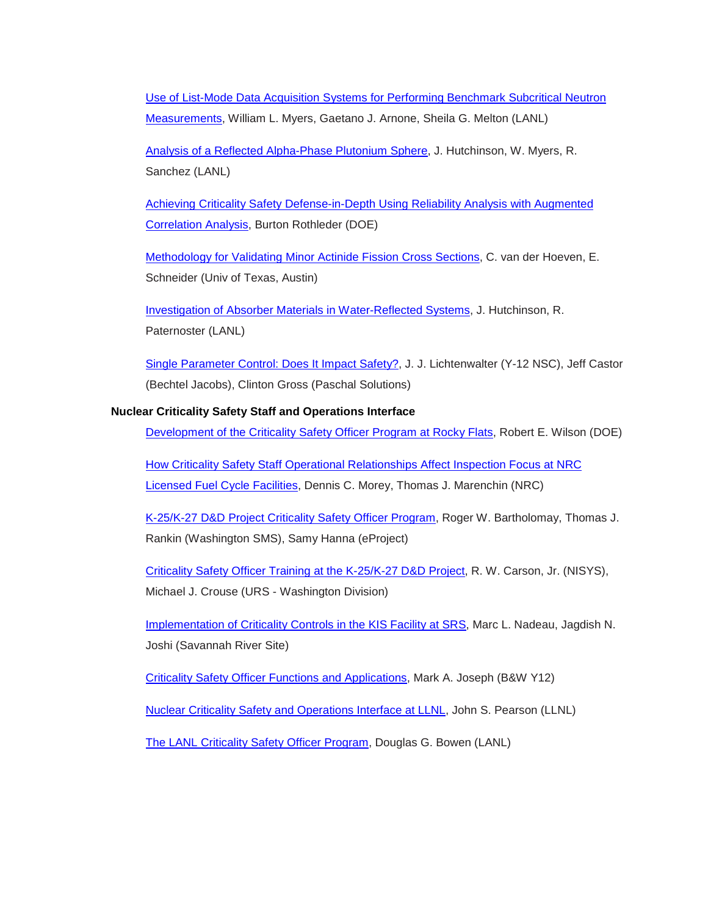Use of List-Mode Data Acquisition Systems for Performing Benchmark Subcritical Neutron Measurements, William L. Myers, Gaetano J. Arnone, Sheila G. Melton (LANL)

Analysis of a Reflected Alpha-Phase Plutonium Sphere, J. Hutchinson, W. Myers, R. Sanchez (LANL)

Achieving Criticality Safety Defense-in-Depth Using Reliability Analysis with Augmented Correlation Analysis, Burton Rothleder (DOE)

Methodology for Validating Minor Actinide Fission Cross Sections, C. van der Hoeven, E. Schneider (Univ of Texas, Austin)

Investigation of Absorber Materials in Water-Reflected Systems, J. Hutchinson, R. Paternoster (LANL)

Single Parameter Control: Does It Impact Safety?, J. J. Lichtenwalter (Y-12 NSC), Jeff Castor (Bechtel Jacobs), Clinton Gross (Paschal Solutions)

**Nuclear Criticality Safety Staff and Operations Interface**

Development of the Criticality Safety Officer Program at Rocky Flats, Robert E. Wilson (DOE)

How Criticality Safety Staff Operational Relationships Affect Inspection Focus at NRC Licensed Fuel Cycle Facilities, Dennis C. Morey, Thomas J. Marenchin (NRC)

K-25/K-27 D&D Project Criticality Safety Officer Program, Roger W. Bartholomay, Thomas J. Rankin (Washington SMS), Samy Hanna (eProject)

Criticality Safety Officer Training at the K-25/K-27 D&D Project, R. W. Carson, Jr. (NISYS), Michael J. Crouse (URS - Washington Division)

Implementation of Criticality Controls in the KIS Facility at SRS, Marc L. Nadeau, Jagdish N. Joshi (Savannah River Site)

Criticality Safety Officer Functions and Applications, Mark A. Joseph (B&W Y12)

Nuclear Criticality Safety and Operations Interface at LLNL, John S. Pearson (LLNL)

The LANL Criticality Safety Officer Program, Douglas G. Bowen (LANL)